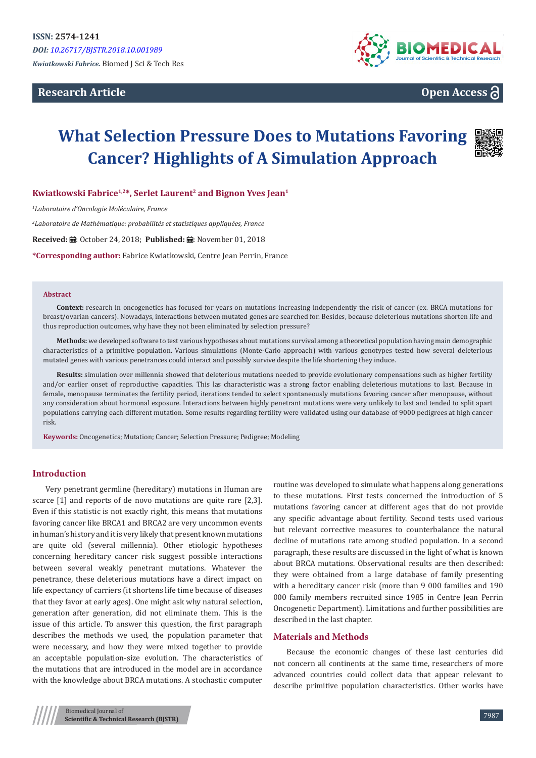ISSN: 2574-1241

*DOI: 10.26717/BJSTR.2018.10.001989*

*Kwiatkowski Fabrice.* Biomed J Sci & Tech Res

**Research Article** **Open Access**

# What Selection Pressure Does to Mutations Favoring Cancer? Highlights of A Simulation Approach

**Kwiatkowski Fabrice[1,2]*, Serlet Laurent[2] and Bignon Yves Jean[1]**

[1]*Laboratoire d'Oncologie Moléculaire, France*

[2]*Laboratoire de Mathématique: probabilités et statistiques appliquées, France*

**Received:** October 24, 2018; **Published:** November 01, 2018

***Corresponding author:** Fabrice Kwiatkowski, Centre Jean Perrin, France

## Abstract

**Context:** research in oncogenetics has focused for years on mutations increasing independently the risk of cancer (ex. BRCA mutations for breast/ovarian cancers). Nowadays, interactions between mutated genes are searched for. Besides, because deleterious mutations shorten life and thus reproduction outcomes, why have they not been eliminated by selection pressure?

**Methods:** we developed software to test various hypotheses about mutations survival among a theoretical population having main demographic characteristics of a primitive population. Various simulations (Monte-Carlo approach) with various genotypes tested how several deleterious mutated genes with various penetrances could interact and possibly survive despite the life shortening they induce.

**Results:** simulation over millennia showed that deleterious mutations needed to provide evolutionary compensations such as higher fertility and/or earlier onset of reproductive capacities. This las characteristic was a strong factor enabling deleterious mutations to last. Because in female, menopause terminates the fertility period, iterations tended to select spontaneously mutations favoring cancer after menopause, without any consideration about hormonal exposure. Interactions between highly penetrant mutations were very unlikely to last and tended to split apart populations carrying each different mutation. Some results regarding fertility were validated using our database of 9000 pedigrees at high cancer risk.

**Keywords:** Oncogenetics; Mutation; Cancer; Selection Pressure; Pedigree; Modeling

## Introduction

Very penetrant germline (hereditary) mutations in Human are scarce [1] and reports of de novo mutations are quite rare [2,3]. Even if this statistic is not exactly right, this means that mutations favoring cancer like BRCA1 and BRCA2 are very uncommon events in human's history and it is very likely that present known mutations are quite old (several millennia). Other etiologic hypotheses concerning hereditary cancer risk suggest possible interactions between several weakly penetrant mutations. Whatever the penetrance, these deleterious mutations have a direct impact on life expectancy of carriers (it shortens life time because of diseases that they favor at early ages). One might ask why natural selection, generation after generation, did not eliminate them. This is the issue of this article. To answer this question, the first paragraph describes the methods we used, the population parameter that were necessary, and how they were mixed together to provide an acceptable population-size evolution. The characteristics of the mutations that are introduced in the model are in accordance with the knowledge about BRCA mutations. A stochastic computer routine was developed to simulate what happens along generations to these mutations. First tests concerned the introduction of 5 mutations favoring cancer at different ages that do not provide any specific advantage about fertility. Second tests used various but relevant corrective measures to counterbalance the natural decline of mutations rate among studied population. In a second paragraph, these results are discussed in the light of what is known about BRCA mutations. Observational results are then described: they were obtained from a large database of family presenting with a hereditary cancer risk (more than 9 000 families and 190 000 family members recruited since 1985 in Centre Jean Perrin Oncogenetic Department). Limitations and further possibilities are described in the last chapter.

## Materials and Methods

Because the economic changes of these last centuries did not concern all continents at the same time, researchers of more advanced countries could collect data that appear relevant to describe primitive population characteristics. Other works have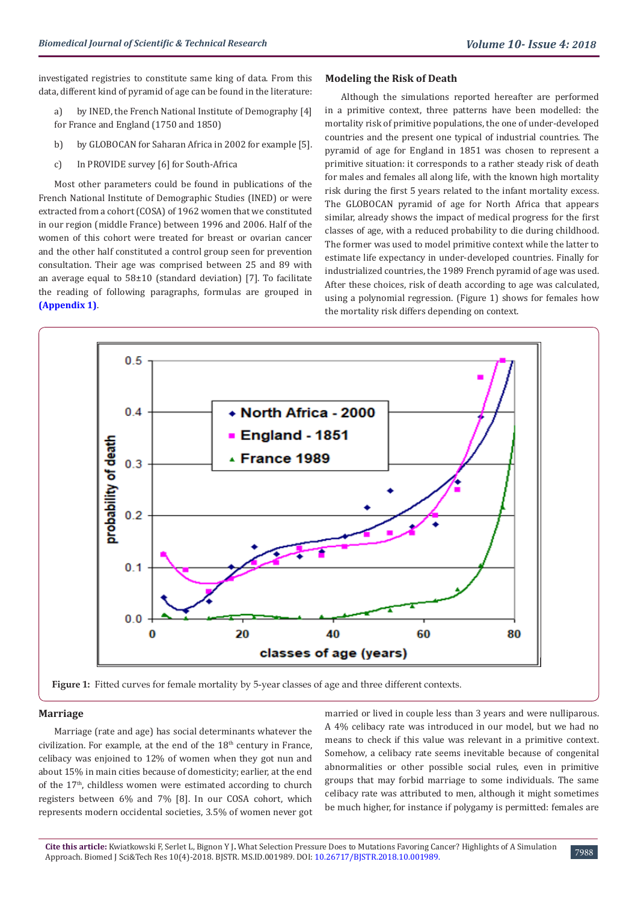investigated registries to constitute same king of data. From this data, different kind of pyramid of age can be found in the literature:

a) by INED, the French National Institute of Demography [4] for France and England (1750 and 1850)

b) by GLOBOCAN for Saharan Africa in 2002 for example [5].

c) In PROVIDE survey [6] for South-Africa

Most other parameters could be found in publications of the French National Institute of Demographic Studies (INED) or were extracted from a cohort (COSA) of 1962 women that we constituted in our region (middle France) between 1996 and 2006. Half of the women of this cohort were treated for breast or ovarian cancer and the other half constituted a control group seen for prevention consultation. Their age was comprised between 25 and 89 with an average equal to 58±10 (standard deviation) [7]. To facilitate the reading of following paragraphs, formulas are grouped in **(Appendix 1)**.

## Modeling the Risk of Death

Although the simulations reported hereafter are performed in a primitive context, three patterns have been modelled: the mortality risk of primitive populations, the one of under-developed countries and the present one typical of industrial countries. The pyramid of age for England in 1851 was chosen to represent a primitive situation: it corresponds to a rather steady risk of death for males and females all along life, with the known high mortality risk during the first 5 years related to the infant mortality excess. The GLOBOCAN pyramid of age for North Africa that appears similar, already shows the impact of medical progress for the first classes of age, with a reduced probability to die during childhood. The former was used to model primitive context while the latter to estimate life expectancy in under-developed countries. Finally for industrialized countries, the 1989 French pyramid of age was used. After these choices, risk of death according to age was calculated, using a polynomial regression. (Figure 1) shows for females how the mortality risk differs depending on context.

**Figure 1:** Fitted curves for female mortality by 5-year classes of age and three different contexts.

## Marriage

Marriage (rate and age) has social determinants whatever the civilization. For example, at the end of the 18[th] century in France, celibacy was enjoined to 12% of women when they got nun and about 15% in main cities because of domesticity; earlier, at the end of the 17[th], childless women were estimated according to church registers between 6% and 7% [8]. In our COSA cohort, which represents modern occidental societies, 3.5% of women never got married or lived in couple less than 3 years and were nulliparous. A 4% celibacy rate was introduced in our model, but we had no means to check if this value was relevant in a primitive context. Somehow, a celibacy rate seems inevitable because of congenital abnormalities or other possible social rules, even in primitive groups that may forbid marriage to some individuals. The same celibacy rate was attributed to men, although it might sometimes be much higher, for instance if polygamy is permitted: females are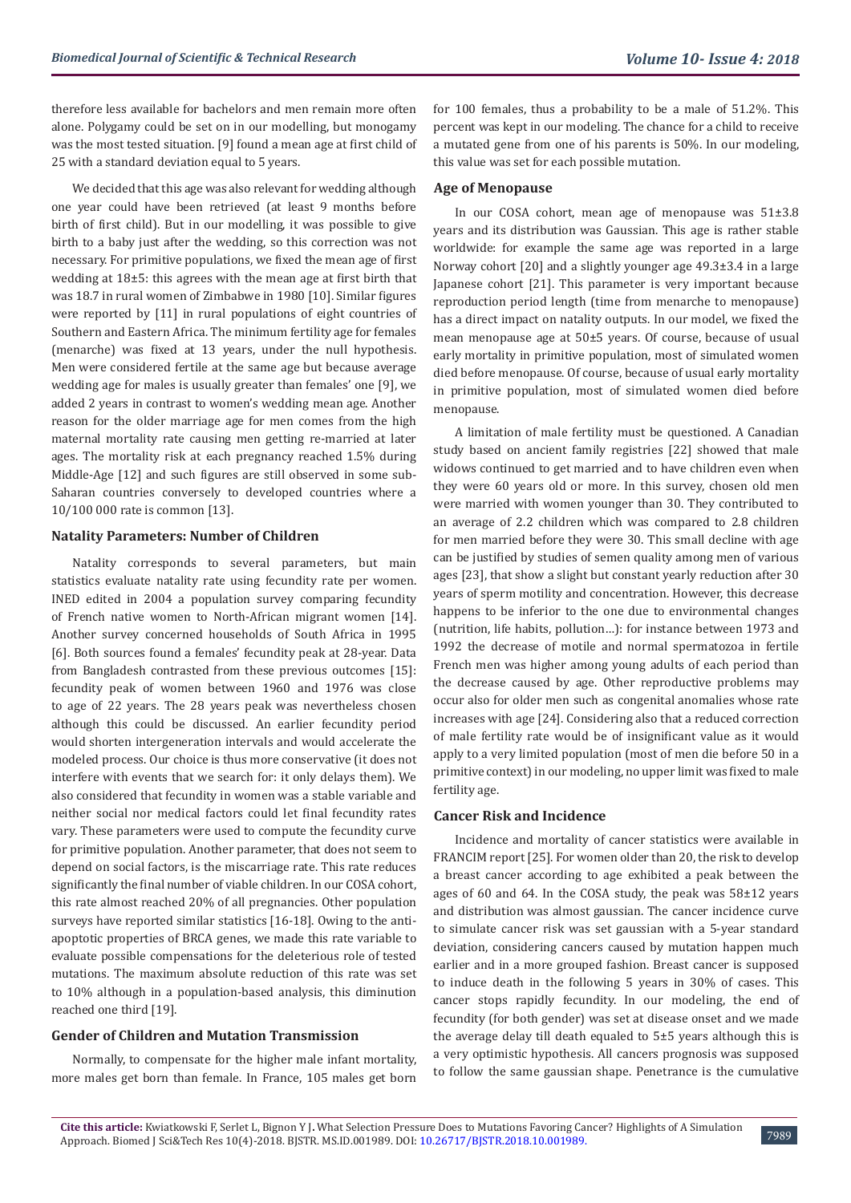therefore less available for bachelors and men remain more often alone. Polygamy could be set on in our modelling, but monogamy was the most tested situation. [9] found a mean age at first child of 25 with a standard deviation equal to 5 years.

We decided that this age was also relevant for wedding although one year could have been retrieved (at least 9 months before birth of first child). But in our modelling, it was possible to give birth to a baby just after the wedding, so this correction was not necessary. For primitive populations, we fixed the mean age of first wedding at 18±5: this agrees with the mean age at first birth that was 18.7 in rural women of Zimbabwe in 1980 [10]. Similar figures were reported by [11] in rural populations of eight countries of Southern and Eastern Africa. The minimum fertility age for females (menarche) was fixed at 13 years, under the null hypothesis. Men were considered fertile at the same age but because average wedding age for males is usually greater than females' one [9], we added 2 years in contrast to women's wedding mean age. Another reason for the older marriage age for men comes from the high maternal mortality rate causing men getting re-married at later ages. The mortality risk at each pregnancy reached 1.5% during Middle-Age [12] and such figures are still observed in some sub-Saharan countries conversely to developed countries where a 10/100 000 rate is common [13].

### Natality Parameters: Number of Children

Natality corresponds to several parameters, but main statistics evaluate natality rate using fecundity rate per women. INED edited in 2004 a population survey comparing fecundity of French native women to North-African migrant women [14]. Another survey concerned households of South Africa in 1995 [6]. Both sources found a females' fecundity peak at 28-year. Data from Bangladesh contrasted from these previous outcomes [15]: fecundity peak of women between 1960 and 1976 was close to age of 22 years. The 28 years peak was nevertheless chosen although this could be discussed. An earlier fecundity period would shorten intergeneration intervals and would accelerate the modeled process. Our choice is thus more conservative (it does not interfere with events that we search for: it only delays them). We also considered that fecundity in women was a stable variable and neither social nor medical factors could let final fecundity rates vary. These parameters were used to compute the fecundity curve for primitive population. Another parameter, that does not seem to depend on social factors, is the miscarriage rate. This rate reduces significantly the final number of viable children. In our COSA cohort, this rate almost reached 20% of all pregnancies. Other population surveys have reported similar statistics [16-18]. Owing to the anti-apoptotic properties of BRCA genes, we made this rate variable to evaluate possible compensations for the deleterious role of tested mutations. The maximum absolute reduction of this rate was set to 10% although in a population-based analysis, this diminution reached one third [19].

### Gender of Children and Mutation Transmission

Normally, to compensate for the higher male infant mortality, more males get born than female. In France, 105 males get born for 100 females, thus a probability to be a male of 51.2%. This percent was kept in our modeling. The chance for a child to receive a mutated gene from one of his parents is 50%. In our modeling, this value was set for each possible mutation.

### Age of Menopause

In our COSA cohort, mean age of menopause was 51±3.8 years and its distribution was Gaussian. This age is rather stable worldwide: for example the same age was reported in a large Norway cohort [20] and a slightly younger age 49.3±3.4 in a large Japanese cohort [21]. This parameter is very important because reproduction period length (time from menarche to menopause) has a direct impact on natality outputs. In our model, we fixed the mean menopause age at 50±5 years. Of course, because of usual early mortality in primitive population, most of simulated women died before menopause. Of course, because of usual early mortality in primitive population, most of simulated women died before menopause.

A limitation of male fertility must be questioned. A Canadian study based on ancient family registries [22] showed that male widows continued to get married and to have children even when they were 60 years old or more. In this survey, chosen old men were married with women younger than 30. They contributed to an average of 2.2 children which was compared to 2.8 children for men married before they were 30. This small decline with age can be justified by studies of semen quality among men of various ages [23], that show a slight but constant yearly reduction after 30 years of sperm motility and concentration. However, this decrease happens to be inferior to the one due to environmental changes (nutrition, life habits, pollution…): for instance between 1973 and 1992 the decrease of motile and normal spermatozoa in fertile French men was higher among young adults of each period than the decrease caused by age. Other reproductive problems may occur also for older men such as congenital anomalies whose rate increases with age [24]. Considering also that a reduced correction of male fertility rate would be of insignificant value as it would apply to a very limited population (most of men die before 50 in a primitive context) in our modeling, no upper limit was fixed to male fertility age.

### Cancer Risk and Incidence

Incidence and mortality of cancer statistics were available in FRANCIM report [25]. For women older than 20, the risk to develop a breast cancer according to age exhibited a peak between the ages of 60 and 64. In the COSA study, the peak was 58±12 years and distribution was almost gaussian. The cancer incidence curve to simulate cancer risk was set gaussian with a 5-year standard deviation, considering cancers caused by mutation happen much earlier and in a more grouped fashion. Breast cancer is supposed to induce death in the following 5 years in 30% of cases. This cancer stops rapidly fecundity. In our modeling, the end of fecundity (for both gender) was set at disease onset and we made the average delay till death equaled to 5±5 years although this is a very optimistic hypothesis. All cancers prognosis was supposed to follow the same gaussian shape. Penetrance is the cumulative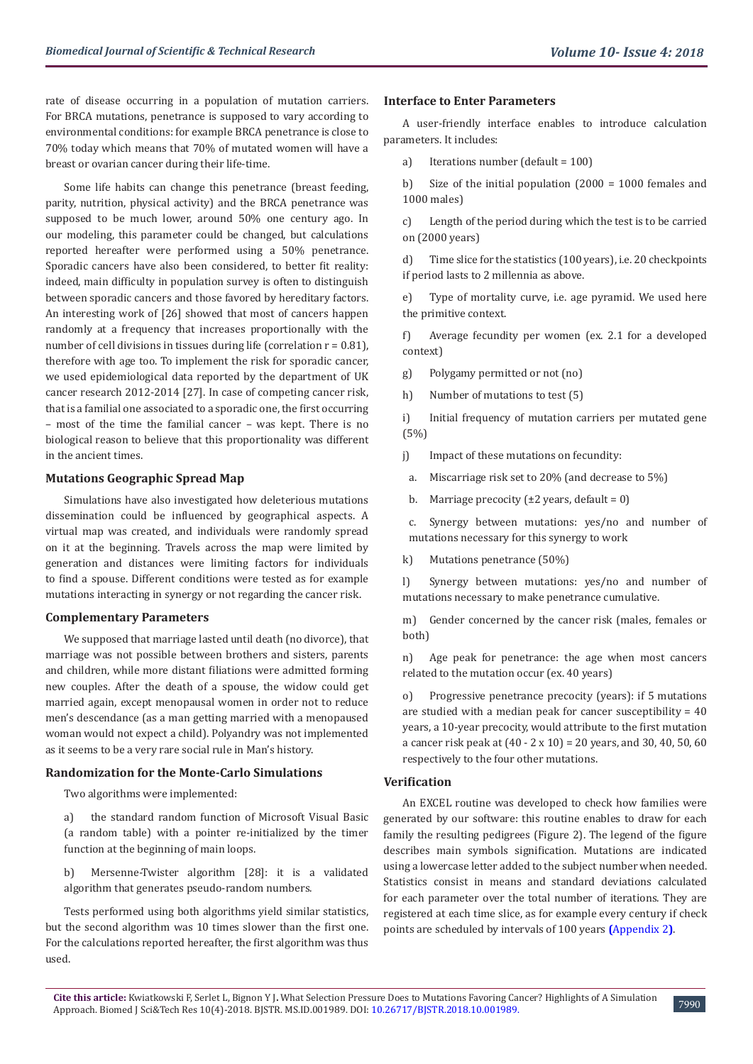rate of disease occurring in a population of mutation carriers. For BRCA mutations, penetrance is supposed to vary according to environmental conditions: for example BRCA penetrance is close to 70% today which means that 70% of mutated women will have a breast or ovarian cancer during their life-time.

Some life habits can change this penetrance (breast feeding, parity, nutrition, physical activity) and the BRCA penetrance was supposed to be much lower, around 50% one century ago. In our modeling, this parameter could be changed, but calculations reported hereafter were performed using a 50% penetrance. Sporadic cancers have also been considered, to better fit reality: indeed, main difficulty in population survey is often to distinguish between sporadic cancers and those favored by hereditary factors. An interesting work of [26] showed that most of cancers happen randomly at a frequency that increases proportionally with the number of cell divisions in tissues during life (correlation $r = 0.81$), therefore with age too. To implement the risk for sporadic cancer, we used epidemiological data reported by the department of UK cancer research 2012-2014 [27]. In case of competing cancer risk, that is a familial one associated to a sporadic one, the first occurring – most of the time the familial cancer – was kept. There is no biological reason to believe that this proportionality was different in the ancient times.

### Mutations Geographic Spread Map

Simulations have also investigated how deleterious mutations dissemination could be influenced by geographical aspects. A virtual map was created, and individuals were randomly spread on it at the beginning. Travels across the map were limited by generation and distances were limiting factors for individuals to find a spouse. Different conditions were tested as for example mutations interacting in synergy or not regarding the cancer risk.

### Complementary Parameters

We supposed that marriage lasted until death (no divorce), that marriage was not possible between brothers and sisters, parents and children, while more distant filiations were admitted forming new couples. After the death of a spouse, the widow could get married again, except menopausal women in order not to reduce men's descendance (as a man getting married with a menopaused woman would not expect a child). Polyandry was not implemented as it seems to be a very rare social rule in Man's history.

### Randomization for the Monte-Carlo Simulations

Two algorithms were implemented:

a) the standard random function of Microsoft Visual Basic (a random table) with a pointer re-initialized by the timer function at the beginning of main loops.

b) Mersenne-Twister algorithm [28]: it is a validated algorithm that generates pseudo-random numbers.

Tests performed using both algorithms yield similar statistics, but the second algorithm was 10 times slower than the first one. For the calculations reported hereafter, the first algorithm was thus used.

### Interface to Enter Parameters

A user-friendly interface enables to introduce calculation parameters. It includes:

a) Iterations number (default = 100)

b) Size of the initial population (2000 = 1000 females and 1000 males)

c) Length of the period during which the test is to be carried on (2000 years)

d) Time slice for the statistics (100 years), i.e. 20 checkpoints if period lasts to 2 millennia as above.

e) Type of mortality curve, i.e. age pyramid. We used here the primitive context.

f) Average fecundity per women (ex. 2.1 for a developed context)

g) Polygamy permitted or not (no)

h) Number of mutations to test (5)

i) Initial frequency of mutation carriers per mutated gene (5%)

j) Impact of these mutations on fecundity:

  a. Miscarriage risk set to 20% (and decrease to 5%)

  b. Marriage precocity (±2 years, default = 0)

  c. Synergy between mutations: yes/no and number of mutations necessary for this synergy to work

k) Mutations penetrance (50%)

l) Synergy between mutations: yes/no and number of mutations necessary to make penetrance cumulative.

m) Gender concerned by the cancer risk (males, females or both)

n) Age peak for penetrance: the age when most cancers related to the mutation occur (ex. 40 years)

o) Progressive penetrance precocity (years): if 5 mutations are studied with a median peak for cancer susceptibility = 40 years, a 10-year precocity, would attribute to the first mutation a cancer risk peak at $(40 - 2 \times 10) = 20$ years, and 30, 40, 50, 60 respectively to the four other mutations.

### Verification

An EXCEL routine was developed to check how families were generated by our software: this routine enables to draw for each family the resulting pedigrees (Figure 2). The legend of the figure describes main symbols signification. Mutations are indicated using a lowercase letter added to the subject number when needed. Statistics consist in means and standard deviations calculated for each parameter over the total number of iterations. They are registered at each time slice, as for example every century if check points are scheduled by intervals of 100 years (Appendix 2).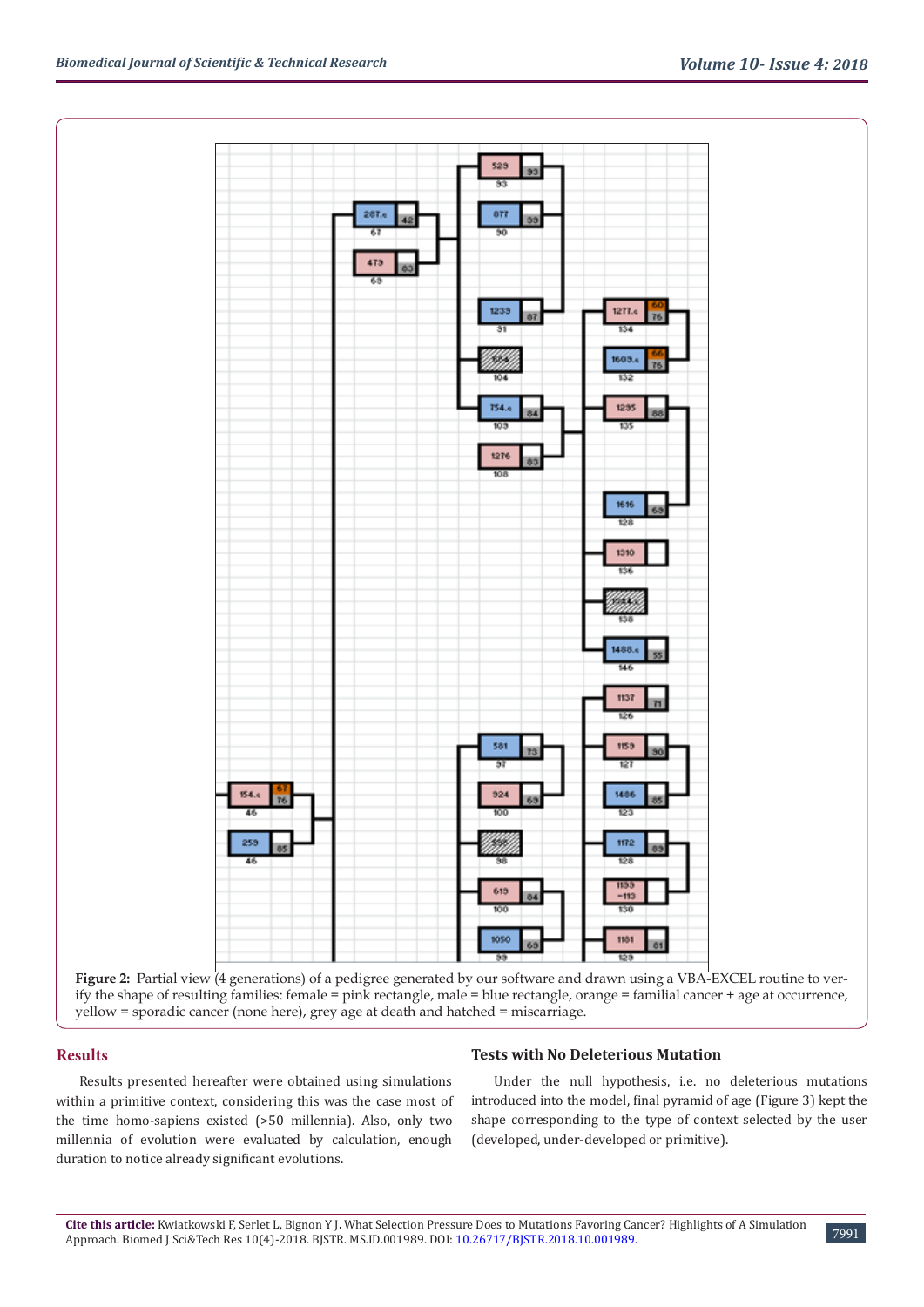**Figure 2:** Partial view (4 generations) of a pedigree generated by our software and drawn using a VBA-EXCEL routine to verify the shape of resulting families: female = pink rectangle, male = blue rectangle, orange = familial cancer + age at occurrence, yellow = sporadic cancer (none here), grey age at death and hatched = miscarriage.

## Results

Results presented hereafter were obtained using simulations within a primitive context, considering this was the case most of the time homo-sapiens existed (>50 millennia). Also, only two millennia of evolution were evaluated by calculation, enough duration to notice already significant evolutions.

### Tests with No Deleterious Mutation

Under the null hypothesis, i.e. no deleterious mutations introduced into the model, final pyramid of age (Figure 3) kept the shape corresponding to the type of context selected by the user (developed, under-developed or primitive).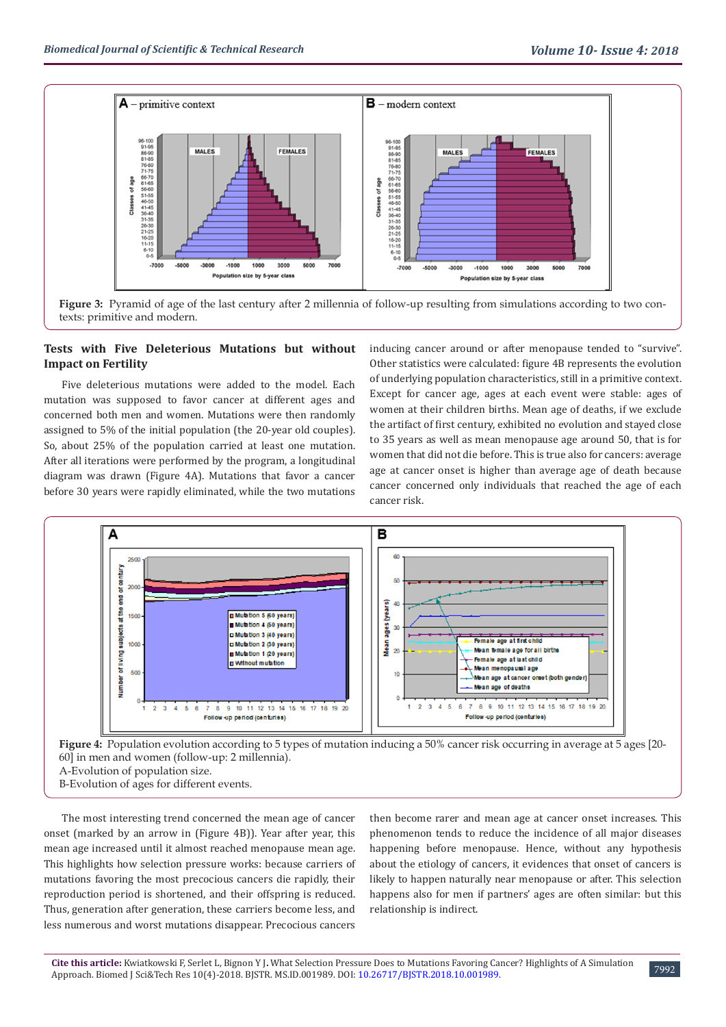Figure 3: Pyramid of age of the last century after 2 millennia of follow-up resulting from simulations according to two contexts: primitive and modern.

### Tests with Five Deleterious Mutations but without Impact on Fertility

Five deleterious mutations were added to the model. Each mutation was supposed to favor cancer at different ages and concerned both men and women. Mutations were then randomly assigned to 5% of the initial population (the 20-year old couples). So, about 25% of the population carried at least one mutation. After all iterations were performed by the program, a longitudinal diagram was drawn (Figure 4A). Mutations that favor a cancer before 30 years were rapidly eliminated, while the two mutations inducing cancer around or after menopause tended to "survive". Other statistics were calculated: figure 4B represents the evolution of underlying population characteristics, still in a primitive context. Except for cancer age, ages at each event were stable: ages of women at their children births. Mean age of deaths, if we exclude the artifact of first century, exhibited no evolution and stayed close to 35 years as well as mean menopause age around 50, that is for women that did not die before. This is true also for cancers: average age at cancer onset is higher than average age of death because cancer concerned only individuals that reached the age of each cancer risk.

Figure 4: Population evolution according to 5 types of mutation inducing a 50% cancer risk occurring in average at 5 ages [20-60] in men and women (follow-up: 2 millennia).
A-Evolution of population size.
B-Evolution of ages for different events.

The most interesting trend concerned the mean age of cancer onset (marked by an arrow in (Figure 4B)). Year after year, this mean age increased until it almost reached menopause mean age. This highlights how selection pressure works: because carriers of mutations favoring the most precocious cancers die rapidly, their reproduction period is shortened, and their offspring is reduced. Thus, generation after generation, these carriers become less, and less numerous and worst mutations disappear. Precocious cancers then become rarer and mean age at cancer onset increases. This phenomenon tends to reduce the incidence of all major diseases happening before menopause. Hence, without any hypothesis about the etiology of cancers, it evidences that onset of cancers is likely to happen naturally near menopause or after. This selection happens also for men if partners' ages are often similar: but this relationship is indirect.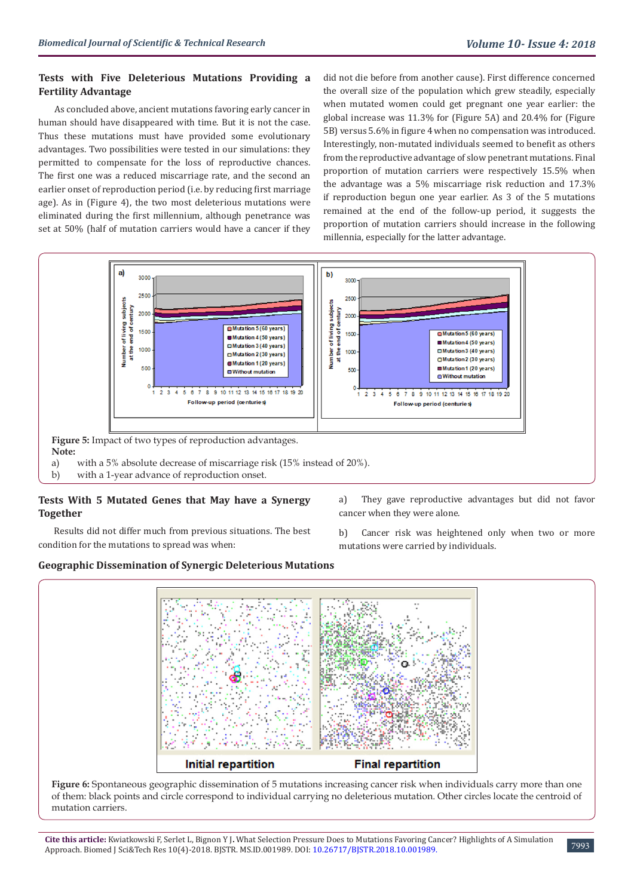### Tests with Five Deleterious Mutations Providing a Fertility Advantage

As concluded above, ancient mutations favoring early cancer in human should have disappeared with time. But it is not the case. Thus these mutations must have provided some evolutionary advantages. Two possibilities were tested in our simulations: they permitted to compensate for the loss of reproductive chances. The first one was a reduced miscarriage rate, and the second an earlier onset of reproduction period (i.e. by reducing first marriage age). As in (Figure 4), the two most deleterious mutations were eliminated during the first millennium, although penetrance was set at 50% (half of mutation carriers would have a cancer if they did not die before from another cause). First difference concerned the overall size of the population which grew steadily, especially when mutated women could get pregnant one year earlier: the global increase was 11.3% for (Figure 5A) and 20.4% for (Figure 5B) versus 5.6% in figure 4 when no compensation was introduced. Interestingly, non-mutated individuals seemed to benefit as others from the reproductive advantage of slow penetrant mutations. Final proportion of mutation carriers were respectively 15.5% when the advantage was a 5% miscarriage risk reduction and 17.3% if reproduction begun one year earlier. As 3 of the 5 mutations remained at the end of the follow-up period, it suggests the proportion of mutation carriers should increase in the following millennia, especially for the latter advantage.

**Figure 5:** Impact of two types of reproduction advantages.

**Note:**

a) with a 5% absolute decrease of miscarriage risk (15% instead of 20%).

b) with a 1-year advance of reproduction onset.

### Tests With 5 Mutated Genes that May have a Synergy Together

Results did not differ much from previous situations. The best condition for the mutations to spread was when:

a) They gave reproductive advantages but did not favor cancer when they were alone.

b) Cancer risk was heightened only when two or more mutations were carried by individuals.

### Geographic Dissemination of Synergic Deleterious Mutations

**Figure 6:** Spontaneous geographic dissemination of 5 mutations increasing cancer risk when individuals carry more than one of them: black points and circle correspond to individual carrying no deleterious mutation. Other circles locate the centroid of mutation carriers.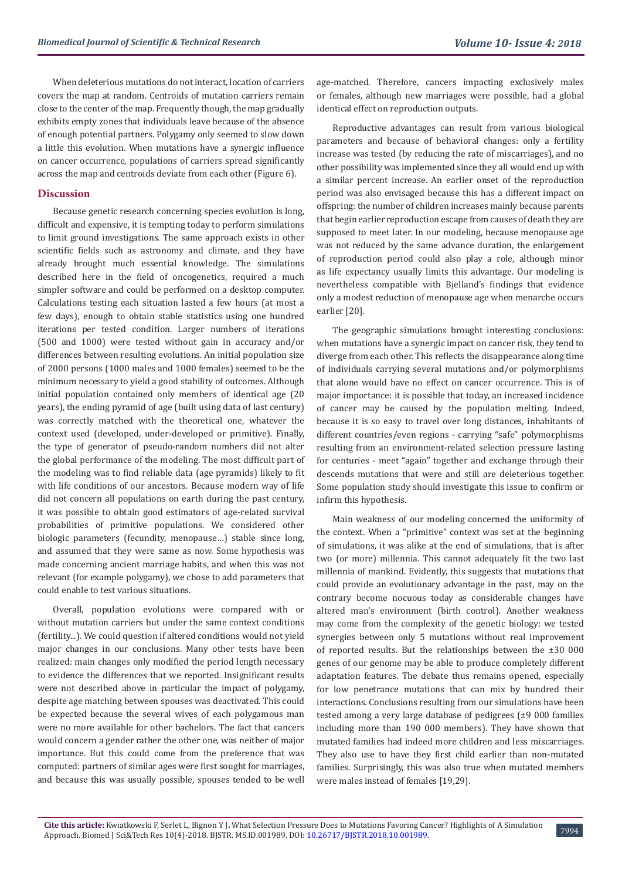When deleterious mutations do not interact, location of carriers covers the map at random. Centroids of mutation carriers remain close to the center of the map. Frequently though, the map gradually exhibits empty zones that individuals leave because of the absence of enough potential partners. Polygamy only seemed to slow down a little this evolution. When mutations have a synergic influence on cancer occurrence, populations of carriers spread significantly across the map and centroids deviate from each other (Figure 6).

## Discussion

Because genetic research concerning species evolution is long, difficult and expensive, it is tempting today to perform simulations to limit ground investigations. The same approach exists in other scientific fields such as astronomy and climate, and they have already brought much essential knowledge. The simulations described here in the field of oncogenetics, required a much simpler software and could be performed on a desktop computer. Calculations testing each situation lasted a few hours (at most a few days), enough to obtain stable statistics using one hundred iterations per tested condition. Larger numbers of iterations (500 and 1000) were tested without gain in accuracy and/or differences between resulting evolutions. An initial population size of 2000 persons (1000 males and 1000 females) seemed to be the minimum necessary to yield a good stability of outcomes. Although initial population contained only members of identical age (20 years), the ending pyramid of age (built using data of last century) was correctly matched with the theoretical one, whatever the context used (developed, under-developed or primitive). Finally, the type of generator of pseudo-random numbers did not alter the global performance of the modeling. The most difficult part of the modeling was to find reliable data (age pyramids) likely to fit with life conditions of our ancestors. Because modern way of life did not concern all populations on earth during the past century, it was possible to obtain good estimators of age-related survival probabilities of primitive populations. We considered other biologic parameters (fecundity, menopause…) stable since long, and assumed that they were same as now. Some hypothesis was made concerning ancient marriage habits, and when this was not relevant (for example polygamy), we chose to add parameters that could enable to test various situations.

Overall, population evolutions were compared with or without mutation carriers but under the same context conditions (fertility...). We could question if altered conditions would not yield major changes in our conclusions. Many other tests have been realized: main changes only modified the period length necessary to evidence the differences that we reported. Insignificant results were not described above in particular the impact of polygamy, despite age matching between spouses was deactivated. This could be expected because the several wives of each polygamous man were no more available for other bachelors. The fact that cancers would concern a gender rather the other one, was neither of major importance. But this could come from the preference that was computed: partners of similar ages were first sought for marriages, and because this was usually possible, spouses tended to be well age-matched. Therefore, cancers impacting exclusively males or females, although new marriages were possible, had a global identical effect on reproduction outputs.

Reproductive advantages can result from various biological parameters and because of behavioral changes: only a fertility increase was tested (by reducing the rate of miscarriages), and no other possibility was implemented since they all would end up with a similar percent increase. An earlier onset of the reproduction period was also envisaged because this has a different impact on offspring: the number of children increases mainly because parents that begin earlier reproduction escape from causes of death they are supposed to meet later. In our modeling, because menopause age was not reduced by the same advance duration, the enlargement of reproduction period could also play a role, although minor as life expectancy usually limits this advantage. Our modeling is nevertheless compatible with Bjelland's findings that evidence only a modest reduction of menopause age when menarche occurs earlier [20].

The geographic simulations brought interesting conclusions: when mutations have a synergic impact on cancer risk, they tend to diverge from each other. This reflects the disappearance along time of individuals carrying several mutations and/or polymorphisms that alone would have no effect on cancer occurrence. This is of major importance: it is possible that today, an increased incidence of cancer may be caused by the population melting. Indeed, because it is so easy to travel over long distances, inhabitants of different countries/even regions - carrying "safe" polymorphisms resulting from an environment-related selection pressure lasting for centuries - meet "again" together and exchange through their descends mutations that were and still are deleterious together. Some population study should investigate this issue to confirm or infirm this hypothesis.

Main weakness of our modeling concerned the uniformity of the context. When a "primitive" context was set at the beginning of simulations, it was alike at the end of simulations, that is after two (or more) millennia. This cannot adequately fit the two last millennia of mankind. Evidently, this suggests that mutations that could provide an evolutionary advantage in the past, may on the contrary become nocuous today as considerable changes have altered man's environment (birth control). Another weakness may come from the complexity of the genetic biology: we tested synergies between only 5 mutations without real improvement of reported results. But the relationships between the ±30 000 genes of our genome may be able to produce completely different adaptation features. The debate thus remains opened, especially for low penetrance mutations that can mix by hundred their interactions. Conclusions resulting from our simulations have been tested among a very large database of pedigrees (±9 000 families including more than 190 000 members). They have shown that mutated families had indeed more children and less miscarriages. They also use to have they first child earlier than non-mutated families. Surprisingly, this was also true when mutated members were males instead of females [19,29].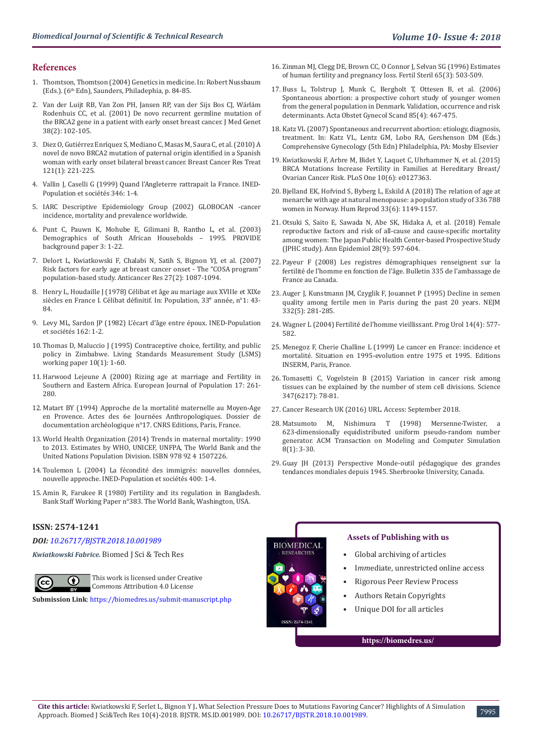## References

1. Thomtson, Thomtson (2004) Genetics in medicine. In: Robert Nussbaum (Eds.). (6th Edn), Saunders, Philadephia, p. 84-85.
2. Van der Luijt RB, Van Zon PH, Jansen RP, van der Sijs Bos CJ, Wárlám Rodenhuis CC, et al. (2001) De novo recurrent germline mutation of the BRCA2 gene in a patient with early onset breast cancer. J Med Genet 38(2): 102-105.
3. Diez O, Gutiérrez Enríquez S, Mediano C, Masas M, Saura C, et al. (2010) A novel de novo BRCA2 mutation of paternal origin identified in a Spanish woman with early onset bilateral breast cancer. Breast Cancer Res Treat 121(1): 221-225.
4. Vallin J, Caselli G (1999) Quand l'Angleterre rattrapait la France. INED-Population et sociétés 346: 1-4.
5. IARC Descriptive Epidemiology Group (2002) GLOBOCAN -cancer incidence, mortality and prevalence worldwide.
6. Punt C, Pauwn K, Mohube E, Gilimani B, Rantho L, et al. (2003) Demographics of South African Households – 1995. PROVIDE background paper 3: 1-22.
7. Delort L, Kwiatkowski F, Chalabi N, Satih S, Bignon YJ, et al. (2007) Risk factors for early age at breast cancer onset - The "COSA program" population-based study. Anticancer Res 27(2): 1087-1094.
8. Henry L, Houdaille J (1978) Célibat et âge au mariage aux XVIIIe et XIXe siècles en France I. Célibat définitif. In: Population, 33e année, n°1: 43-84.
9. Levy ML, Sardon JP (1982) L'écart d'âge entre époux. INED-Population et sociétés 162: 1-2.
10. Thomas D, Maluccio J (1995) Contraceptive choice, fertility, and public policy in Zimbabwe. Living Standards Measurement Study (LSMS) working paper 10(1): 1-60.
11. Harwood Lejeune A (2000) Rizing age at marriage and Fertility in Southern and Eastern Africa. European Journal of Population 17: 261-280.
12. Matart BY (1994) Approche de la mortalité maternelle au Moyen-Age en Provence. Actes des 6e Journées Anthropologiques. Dossier de documentation archéologique n°17. CNRS Editions, Paris, France.
13. World Health Organization (2014) Trends in maternal mortality: 1990 to 2013. Estimates by WHO, UNICEF, UNFPA, The World Bank and the United Nations Population Division. ISBN 978 92 4 1507226.
14. Toulemon L (2004) La fécondité des immigrés: nouvelles données, nouvelle approche. INED-Population et sociétés 400: 1-4.
15. Amin R, Farukee R (1980) Fertility and its regulation in Bangladesh. Bank Staff Working Paper n°383. The World Bank, Washington, USA.
16. Zinman MJ, Clegg DE, Brown CC, O Connor J, Selvan SG (1996) Estimates of human fertility and pregnancy loss. Fertil Steril 65(3): 503-509.
17. Buss L, Tolstrup J, Munk C, Bergholt T, Ottesen B, et al. (2006) Spontaneous abortion: a prospective cohort study of younger women from the general population in Denmark. Validation, occurrence and risk determinants. Acta Obstet Gynecol Scand 85(4): 467-475.
18. Katz VL (2007) Spontaneous and recurrent abortion: etiology, diagnosis, treatment. In: Katz VL, Lentz GM, Lobo RA, Gershenson DM (Eds.) Comprehensive Gynecology (5th Edn) Philadelphia, PA: Mosby Elsevier
19. Kwiatkowski F, Arbre M, Bidet Y, Laquet C, Uhrhammer N, et al. (2015) BRCA Mutations Increase Fertility in Families at Hereditary Breast/Ovarian Cancer Risk. PLoS One 10(6): e0127363.
20. Bjelland EK, Hofvind S, Byberg L, Eskild A (2018) The relation of age at menarche with age at natural menopause: a population study of 336 788 women in Norway. Hum Reprod 33(6): 1149-1157.
21. Otsuki S, Saito E, Sawada N, Abe SK, Hidaka A, et al. (2018) Female reproductive factors and risk of all-cause and cause-specific mortality among women: The Japan Public Health Center-based Prospective Study (JPHC study). Ann Epidemiol 28(9): 597-604.
22. Payeur F (2008) Les registres démographiques renseignent sur la fertilité de l'homme en fonction de l'âge. Bulletin 335 de l'ambassade de France au Canada.
23. Auger J, Kunstmann JM, Czyglik F, Jouannet P (1995) Decline in semen quality among fertile men in Paris during the past 20 years. NEJM 332(5): 281-285.
24. Wagner L (2004) Fertilité de l'homme vieillissant. Prog Urol 14(4): 577-582.
25. Menegoz F, Cherie Challine L (1999) Le cancer en France: incidence et mortalité. Situation en 1995-evolution entre 1975 et 1995. Editions INSERM, Paris, France.
26. Tomasetti C, Vogelstein B (2015) Variation in cancer risk among tissues can be explained by the number of stem cell divisions. Science 347(6217): 78-81.
27. Cancer Research UK (2016) URL. Access: September 2018.
28. Matsumoto M, Nishimura T (1998) Mersenne-Twister, a 623-dimensionally equidistributed uniform pseudo-random number generator. ACM Transaction on Modeling and Computer Simulation 8(1): 3-30.
29. Guay JH (2013) Perspective Monde-outil pédagogique des grandes tendances mondiales depuis 1945. Sherbrooke University, Canada.

**ISSN: 2574-1241**

***DOI:*** *10.26717/BJSTR.2018.10.001989*

***Kwiatkowski Fabrice.*** Biomed J Sci & Tech Res

This work is licensed under Creative Commons Attribution 4.0 License

**Submission Link**: https://biomedres.us/submit-manuscript.php

**Assets of Publishing with us**

- Global archiving of articles
- Immediate, unrestricted online access
- Rigorous Peer Review Process
- Authors Retain Copyrights
- Unique DOI for all articles

**https://biomedres.us/**

**Cite this article:** Kwiatkowski F, Serlet L, Bignon Y J**.** What Selection Pressure Does to Mutations Favoring Cancer? Highlights of A Simulation Approach. Biomed J Sci&Tech Res 10(4)-2018. BJSTR. MS.ID.001989. DOI: 10.26717/BJSTR.2018.10.001989.